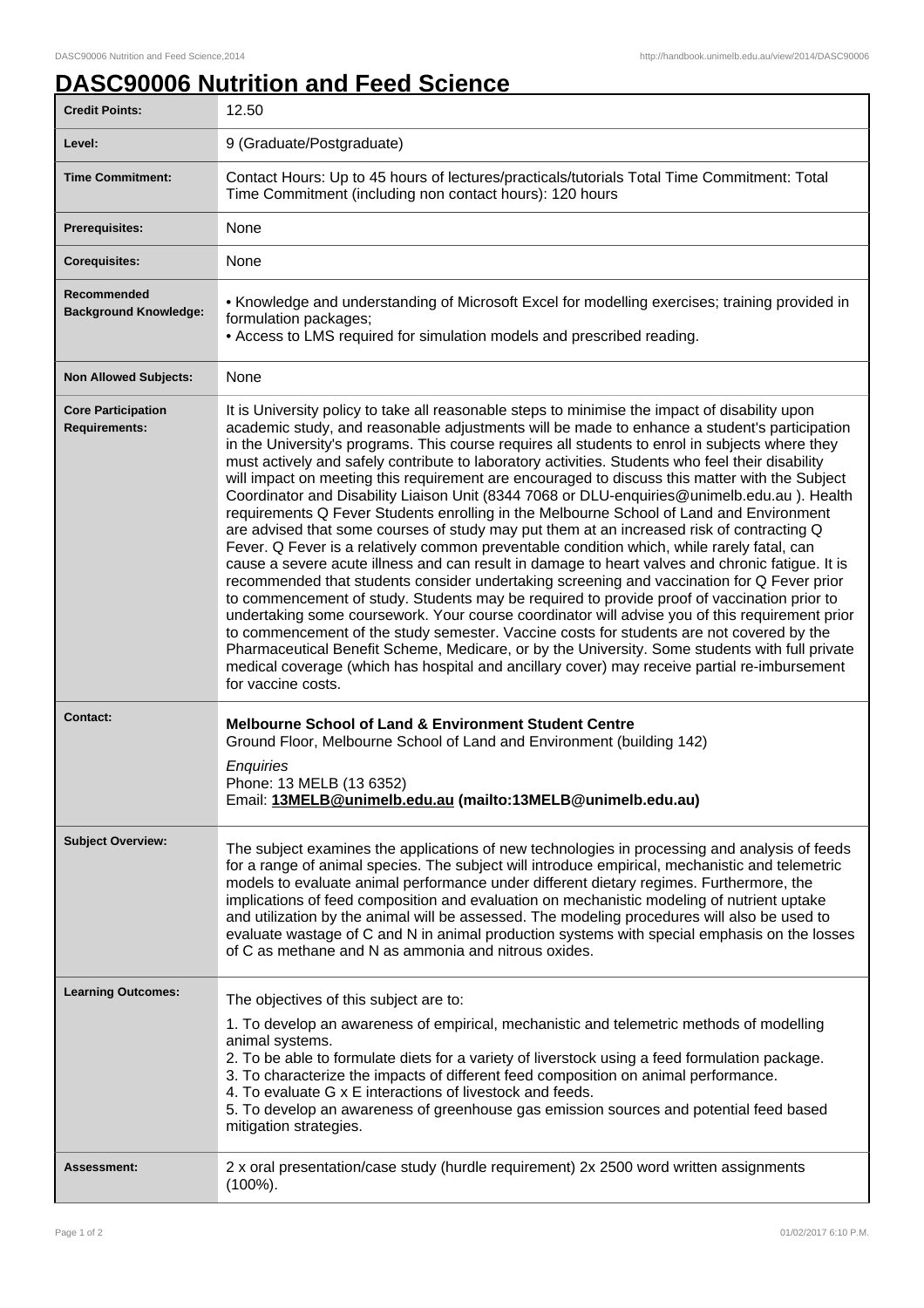# DASC90006 Nutrition and Feed Science

| | |
|---|---|
| **Credit Points:** | 12.50 |
| **Level:** | 9 (Graduate/Postgraduate) |
| **Time Commitment:** | Contact Hours: Up to 45 hours of lectures/practicals/tutorials Total Time Commitment: Total Time Commitment (including non contact hours): 120 hours |
| **Prerequisites:** | None |
| **Corequisites:** | None |
| **Recommended Background Knowledge:** | • Knowledge and understanding of Microsoft Excel for modelling exercises; training provided in formulation packages;<br>• Access to LMS required for simulation models and prescribed reading. |
| **Non Allowed Subjects:** | None |
| **Core Participation Requirements:** | It is University policy to take all reasonable steps to minimise the impact of disability upon academic study, and reasonable adjustments will be made to enhance a student's participation in the University's programs. This course requires all students to enrol in subjects where they must actively and safely contribute to laboratory activities. Students who feel their disability will impact on meeting this requirement are encouraged to discuss this matter with the Subject Coordinator and Disability Liaison Unit (8344 7068 or DLU-enquiries@unimelb.edu.au ). Health requirements Q Fever Students enrolling in the Melbourne School of Land and Environment are advised that some courses of study may put them at an increased risk of contracting Q Fever. Q Fever is a relatively common preventable condition which, while rarely fatal, can cause a severe acute illness and can result in damage to heart valves and chronic fatigue. It is recommended that students consider undertaking screening and vaccination for Q Fever prior to commencement of study. Students may be required to provide proof of vaccination prior to undertaking some coursework. Your course coordinator will advise you of this requirement prior to commencement of the study semester. Vaccine costs for students are not covered by the Pharmaceutical Benefit Scheme, Medicare, or by the University. Some students with full private medical coverage (which has hospital and ancillary cover) may receive partial re-imbursement for vaccine costs. |
| **Contact:** | **Melbourne School of Land & Environment Student Centre**<br>Ground Floor, Melbourne School of Land and Environment (building 142)<br>*Enquiries*<br>Phone: 13 MELB (13 6352)<br>Email: **13MELB@unimelb.edu.au (mailto:13MELB@unimelb.edu.au)** |
| **Subject Overview:** | The subject examines the applications of new technologies in processing and analysis of feeds for a range of animal species. The subject will introduce empirical, mechanistic and telemetric models to evaluate animal performance under different dietary regimes. Furthermore, the implications of feed composition and evaluation on mechanistic modeling of nutrient uptake and utilization by the animal will be assessed. The modeling procedures will also be used to evaluate wastage of C and N in animal production systems with special emphasis on the losses of C as methane and N as ammonia and nitrous oxides. |
| **Learning Outcomes:** | The objectives of this subject are to:<br>1. To develop an awareness of empirical, mechanistic and telemetric methods of modelling animal systems.<br>2. To be able to formulate diets for a variety of liverstock using a feed formulation package.<br>3. To characterize the impacts of different feed composition on animal performance.<br>4. To evaluate G x E interactions of livestock and feeds.<br>5. To develop an awareness of greenhouse gas emission sources and potential feed based mitigation strategies. |
| **Assessment:** | 2 x oral presentation/case study (hurdle requirement) 2x 2500 word written assignments (100%). |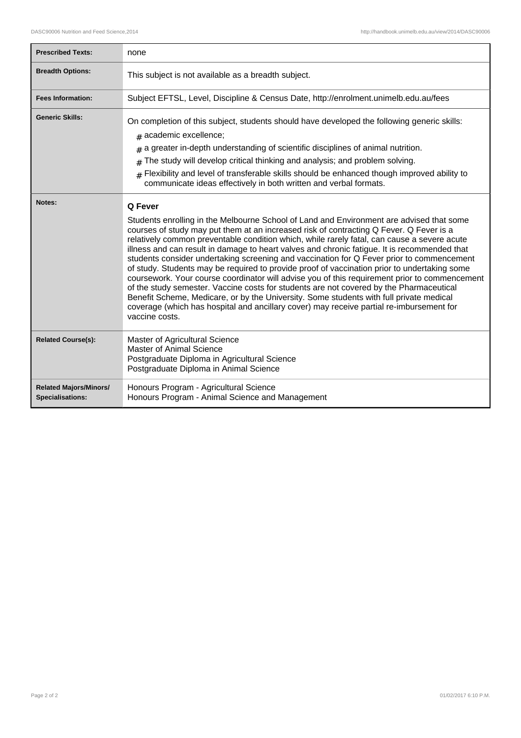| | |
|---|---|
| **Prescribed Texts:** | none |
| **Breadth Options:** | This subject is not available as a breadth subject. |
| **Fees Information:** | Subject EFTSL, Level, Discipline & Census Date, http://enrolment.unimelb.edu.au/fees |
| **Generic Skills:** | On completion of this subject, students should have developed the following generic skills:<br># academic excellence;<br># a greater in-depth understanding of scientific disciplines of animal nutrition.<br># The study will develop critical thinking and analysis; and problem solving.<br># Flexibility and level of transferable skills should be enhanced though improved ability to communicate ideas effectively in both written and verbal formats. |
| **Notes:** | **Q Fever**<br>Students enrolling in the Melbourne School of Land and Environment are advised that some courses of study may put them at an increased risk of contracting Q Fever. Q Fever is a relatively common preventable condition which, while rarely fatal, can cause a severe acute illness and can result in damage to heart valves and chronic fatigue. It is recommended that students consider undertaking screening and vaccination for Q Fever prior to commencement of study. Students may be required to provide proof of vaccination prior to undertaking some coursework. Your course coordinator will advise you of this requirement prior to commencement of the study semester. Vaccine costs for students are not covered by the Pharmaceutical Benefit Scheme, Medicare, or by the University. Some students with full private medical coverage (which has hospital and ancillary cover) may receive partial re-imbursement for vaccine costs. |
| **Related Course(s):** | Master of Agricultural Science<br>Master of Animal Science<br>Postgraduate Diploma in Agricultural Science<br>Postgraduate Diploma in Animal Science |
| **Related Majors/Minors/ Specialisations:** | Honours Program - Agricultural Science<br>Honours Program - Animal Science and Management |